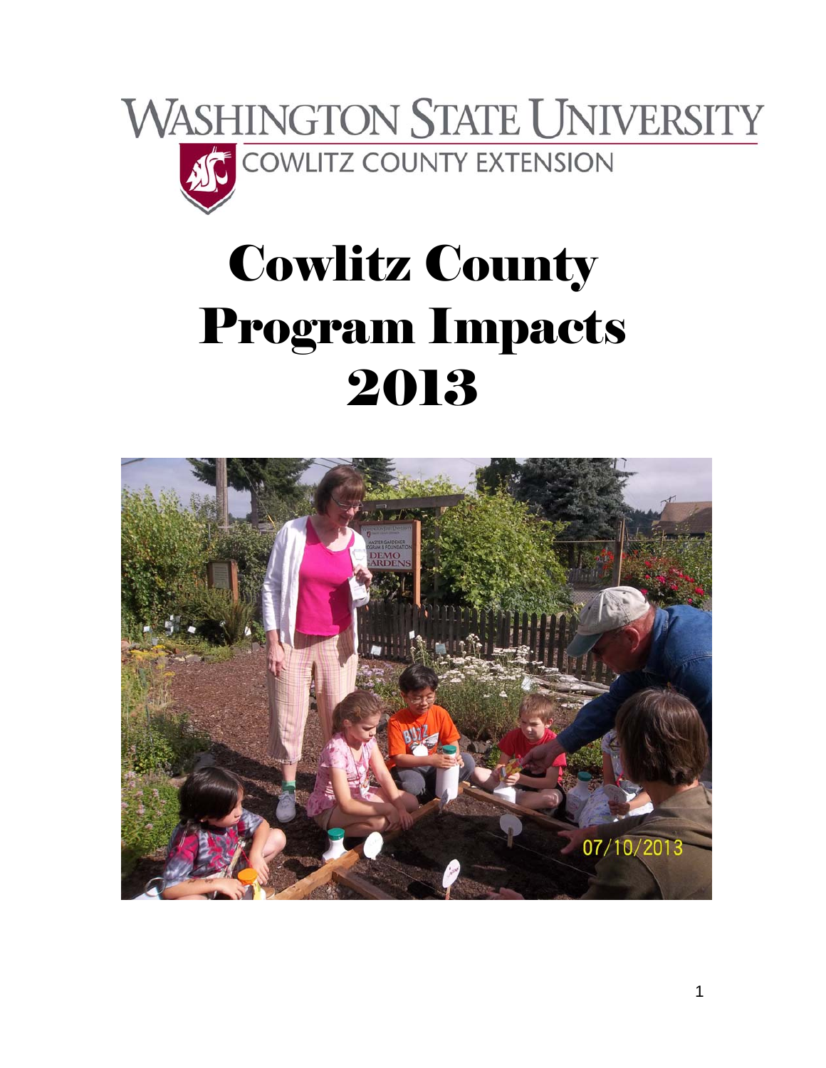WASHINGTON STATE UNIVERSITY

COWLITZ COUNTY EXTENSION

# Cowlitz County Program Impacts 2013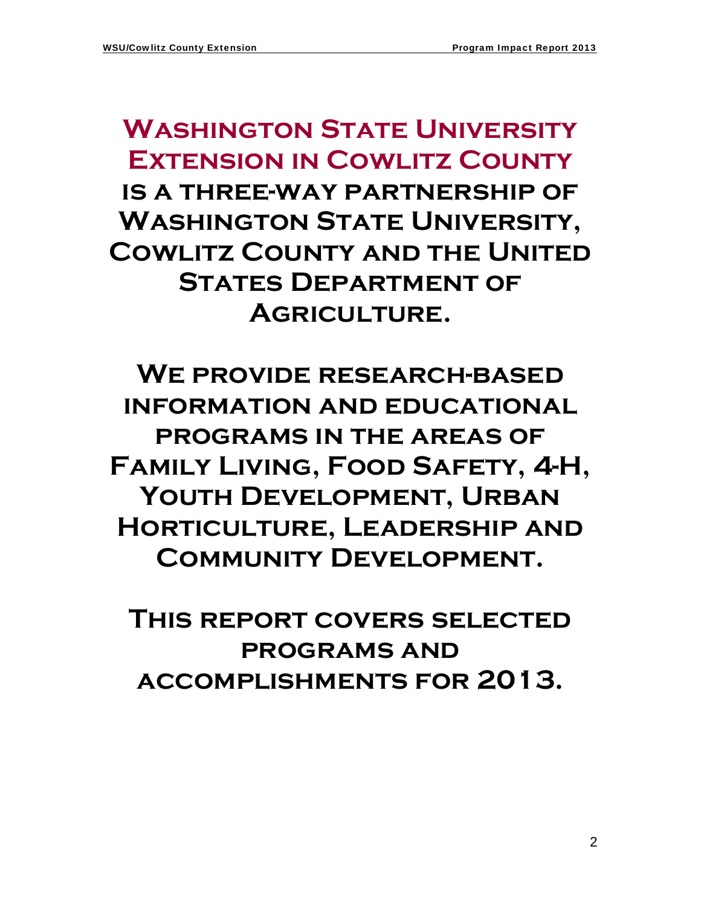# Washington State University Extension in Cowlitz County

**is a three-way partnership of Washington State University, Cowlitz County and the United States Department of Agriculture.**

**We provide research-based information and educational programs in the areas of Family Living, Food Safety, 4-H, Youth Development, Urban Horticulture, Leadership and Community Development.**

**This report covers selected programs and accomplishments for 2013.**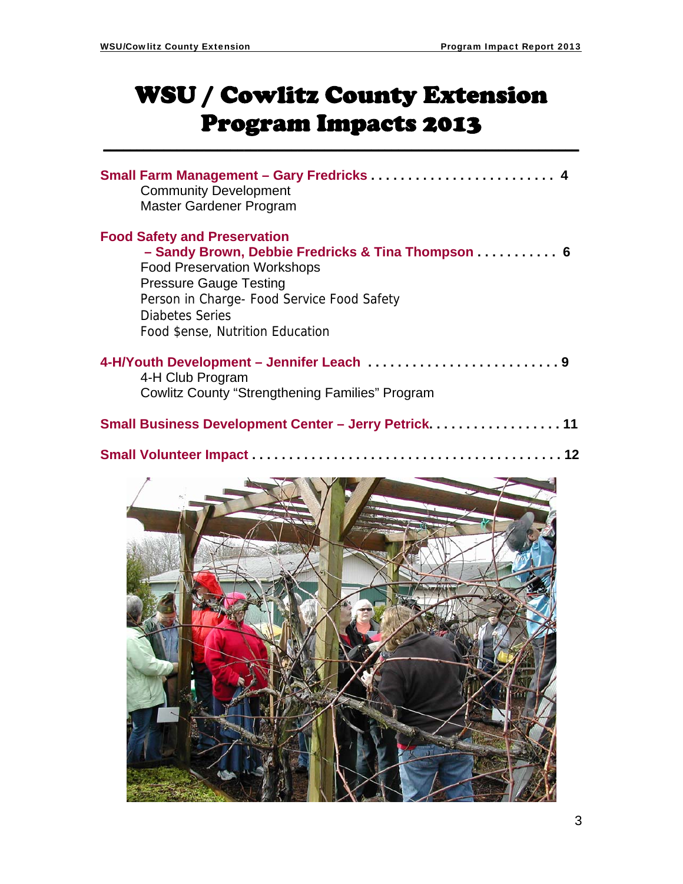# WSU / Cowlitz County Extension Program Impacts 2013

**Small Farm Management – Gary Fredricks . . . . . . . . . . . . . . . . . . . . . . . . . 4**

- Community Development
- Master Gardener Program

**Food Safety and Preservation**
**– Sandy Brown, Debbie Fredricks & Tina Thompson . . . . . . . . . . . 6**

- Food Preservation Workshops
- Pressure Gauge Testing
- Person in Charge- Food Service Food Safety
- Diabetes Series
- Food $ense, Nutrition Education

**4-H/Youth Development – Jennifer Leach . . . . . . . . . . . . . . . . . . . . . . . . . . 9**

- 4-H Club Program
- Cowlitz County "Strengthening Families" Program

**Small Business Development Center – Jerry Petrick. . . . . . . . . . . . . . . . . . 11**

**Small Volunteer Impact . . . . . . . . . . . . . . . . . . . . . . . . . . . . . . . . . . . . . . . . . 12**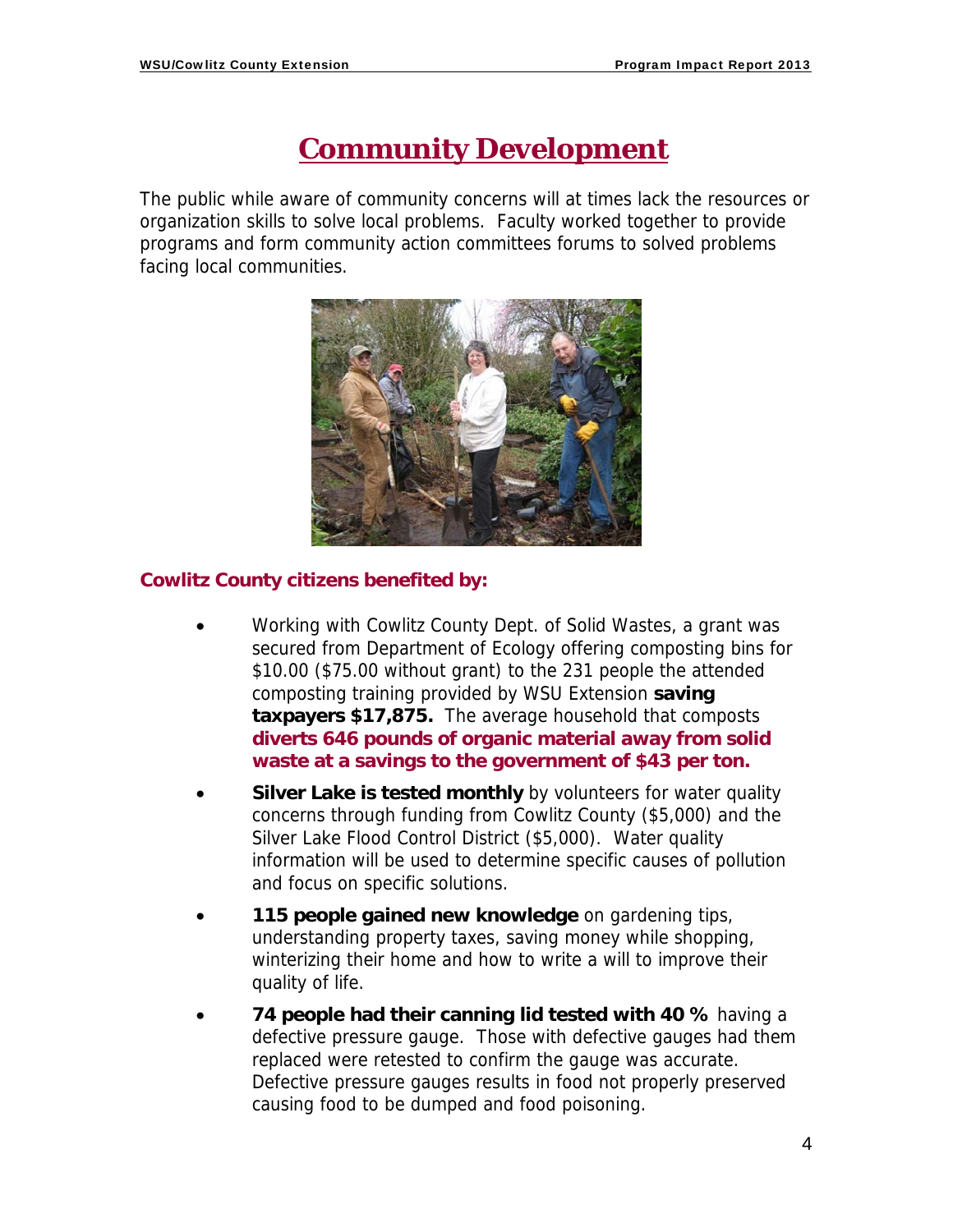# Community Development

The public while aware of community concerns will at times lack the resources or organization skills to solve local problems. Faculty worked together to provide programs and form community action committees forums to solved problems facing local communities.

**Cowlitz County citizens benefited by:**

- Working with Cowlitz County Dept. of Solid Wastes, a grant was secured from Department of Ecology offering composting bins for $10.00 ($75.00 without grant) to the 231 people the attended composting training provided by WSU Extension **saving taxpayers $17,875.** The average household that composts **diverts 646 pounds of organic material away from solid waste at a savings to the government of $43 per ton.**
- **Silver Lake is tested monthly** by volunteers for water quality concerns through funding from Cowlitz County ($5,000) and the Silver Lake Flood Control District ($5,000). Water quality information will be used to determine specific causes of pollution and focus on specific solutions.
- **115 people gained new knowledge** on gardening tips, understanding property taxes, saving money while shopping, winterizing their home and how to write a will to improve their quality of life.
- **74 people had their canning lid tested with 40 %** having a defective pressure gauge. Those with defective gauges had them replaced were retested to confirm the gauge was accurate. Defective pressure gauges results in food not properly preserved causing food to be dumped and food poisoning.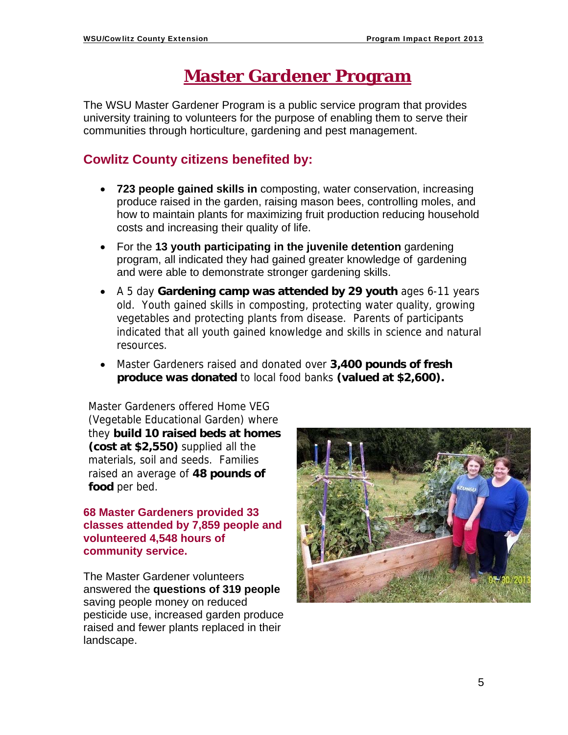# Master Gardener Program

The WSU Master Gardener Program is a public service program that provides university training to volunteers for the purpose of enabling them to serve their communities through horticulture, gardening and pest management.

## Cowlitz County citizens benefited by:

- **723 people gained skills in** composting, water conservation, increasing produce raised in the garden, raising mason bees, controlling moles, and how to maintain plants for maximizing fruit production reducing household costs and increasing their quality of life.
- For the **13 youth participating in the juvenile detention** gardening program, all indicated they had gained greater knowledge of gardening and were able to demonstrate stronger gardening skills.
- A 5 day **Gardening camp was attended by 29 youth** ages 6-11 years old. Youth gained skills in composting, protecting water quality, growing vegetables and protecting plants from disease. Parents of participants indicated that all youth gained knowledge and skills in science and natural resources.
- Master Gardeners raised and donated over **3,400 pounds of fresh produce was donated** to local food banks **(valued at $2,600).**

Master Gardeners offered Home VEG (Vegetable Educational Garden) where they **build 10 raised beds at homes (cost at $2,550)** supplied all the materials, soil and seeds. Families raised an average of **48 pounds of food** per bed.

**68 Master Gardeners provided 33 classes attended by 7,859 people and volunteered 4,548 hours of community service.**

The Master Gardener volunteers answered the **questions of 319 people** saving people money on reduced pesticide use, increased garden produce raised and fewer plants replaced in their landscape.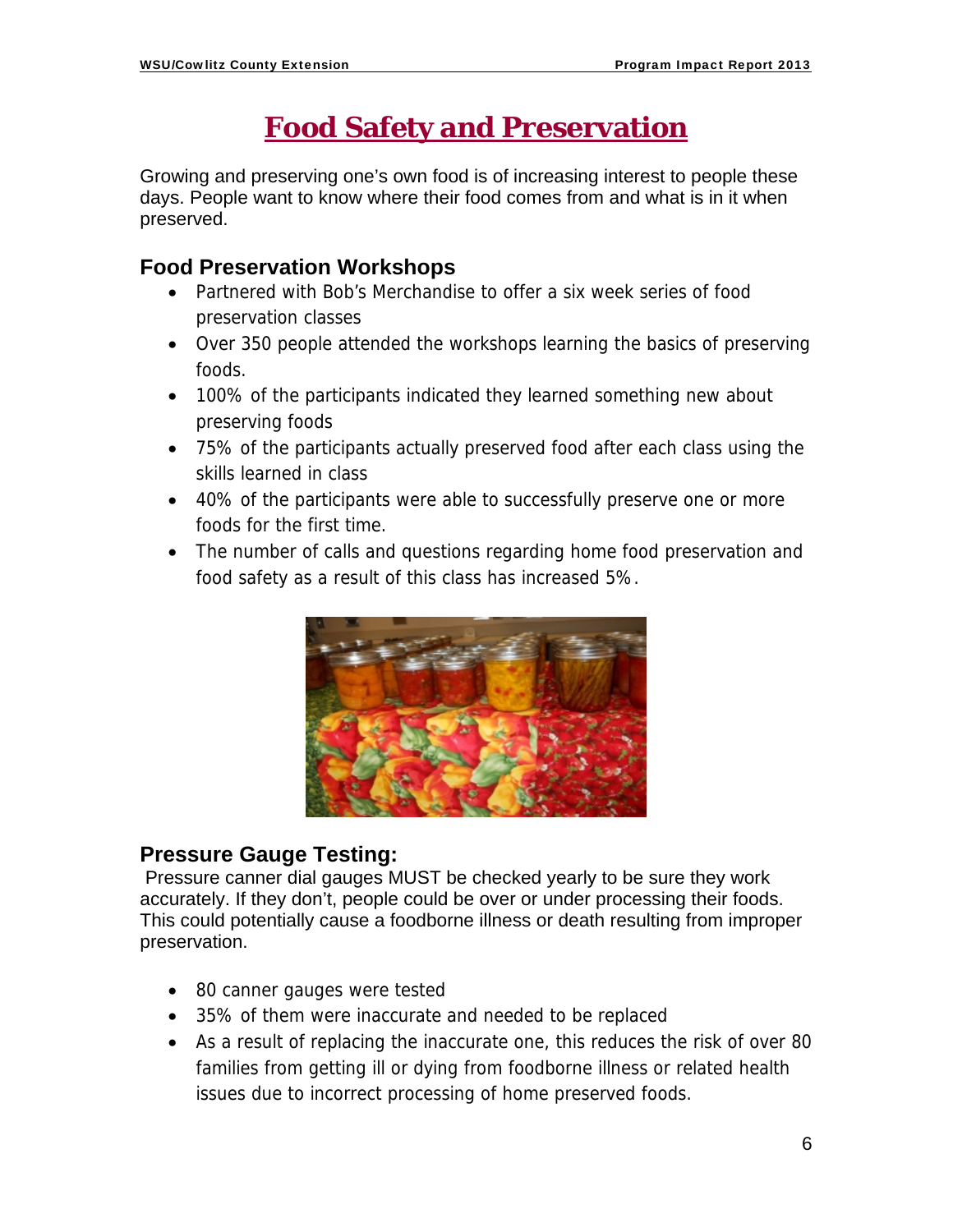# Food Safety and Preservation

Growing and preserving one's own food is of increasing interest to people these days. People want to know where their food comes from and what is in it when preserved.

## Food Preservation Workshops

- Partnered with Bob's Merchandise to offer a six week series of food preservation classes
- Over 350 people attended the workshops learning the basics of preserving foods.
- 100% of the participants indicated they learned something new about preserving foods
- 75% of the participants actually preserved food after each class using the skills learned in class
- 40% of the participants were able to successfully preserve one or more foods for the first time.
- The number of calls and questions regarding home food preservation and food safety as a result of this class has increased 5%.

## Pressure Gauge Testing:

Pressure canner dial gauges MUST be checked yearly to be sure they work accurately. If they don't, people could be over or under processing their foods. This could potentially cause a foodborne illness or death resulting from improper preservation.

- 80 canner gauges were tested
- 35% of them were inaccurate and needed to be replaced
- As a result of replacing the inaccurate one, this reduces the risk of over 80 families from getting ill or dying from foodborne illness or related health issues due to incorrect processing of home preserved foods.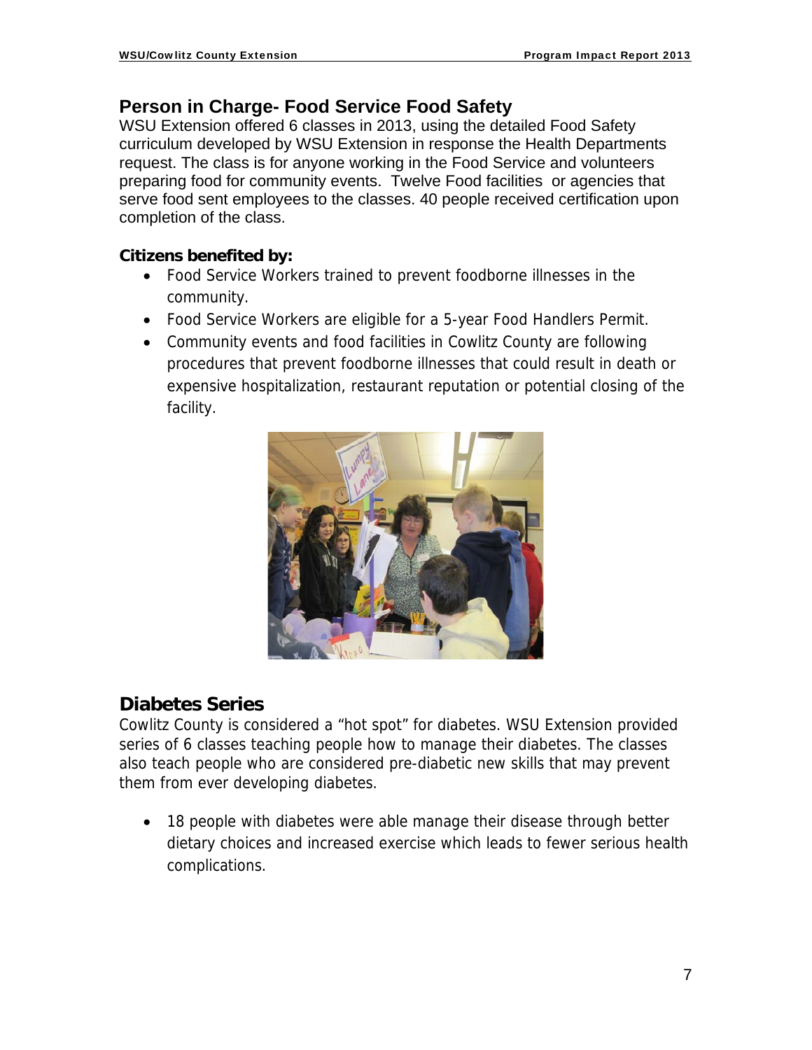## Person in Charge- Food Service Food Safety

WSU Extension offered 6 classes in 2013, using the detailed Food Safety curriculum developed by WSU Extension in response the Health Departments request. The class is for anyone working in the Food Service and volunteers preparing food for community events. Twelve Food facilities or agencies that serve food sent employees to the classes. 40 people received certification upon completion of the class.

**Citizens benefited by:**

- Food Service Workers trained to prevent foodborne illnesses in the community.
- Food Service Workers are eligible for a 5-year Food Handlers Permit.
- Community events and food facilities in Cowlitz County are following procedures that prevent foodborne illnesses that could result in death or expensive hospitalization, restaurant reputation or potential closing of the facility.

## Diabetes Series

Cowlitz County is considered a "hot spot" for diabetes. WSU Extension provided series of 6 classes teaching people how to manage their diabetes. The classes also teach people who are considered pre-diabetic new skills that may prevent them from ever developing diabetes.

- 18 people with diabetes were able manage their disease through better dietary choices and increased exercise which leads to fewer serious health complications.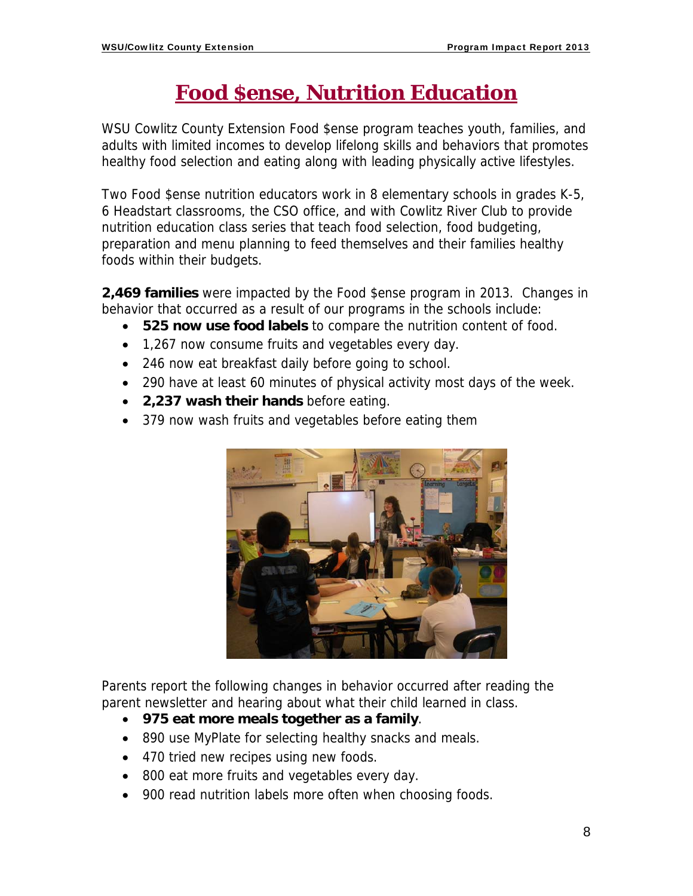# Food $ense, Nutrition Education

WSU Cowlitz County Extension Food $ense program teaches youth, families, and adults with limited incomes to develop lifelong skills and behaviors that promotes healthy food selection and eating along with leading physically active lifestyles.

Two Food $ense nutrition educators work in 8 elementary schools in grades K-5, 6 Headstart classrooms, the CSO office, and with Cowlitz River Club to provide nutrition education class series that teach food selection, food budgeting, preparation and menu planning to feed themselves and their families healthy foods within their budgets.

**2,469 families** were impacted by the Food $ense program in 2013. Changes in behavior that occurred as a result of our programs in the schools include:

- **525 now use food labels** to compare the nutrition content of food.
- 1,267 now consume fruits and vegetables every day.
- 246 now eat breakfast daily before going to school.
- 290 have at least 60 minutes of physical activity most days of the week.
- **2,237 wash their hands** before eating.
- 379 now wash fruits and vegetables before eating them

Parents report the following changes in behavior occurred after reading the parent newsletter and hearing about what their child learned in class.

- **975 eat more meals together as a family**.
- 890 use MyPlate for selecting healthy snacks and meals.
- 470 tried new recipes using new foods.
- 800 eat more fruits and vegetables every day.
- 900 read nutrition labels more often when choosing foods.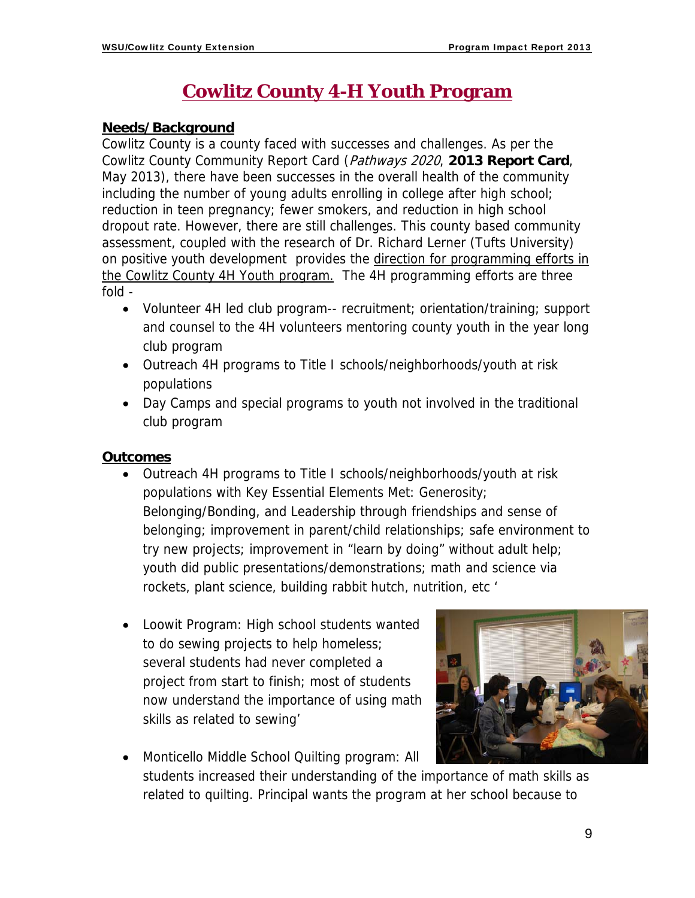# Cowlitz County 4-H Youth Program

## Needs/Background

Cowlitz County is a county faced with successes and challenges. As per the Cowlitz County Community Report Card (*Pathways 2020*, **2013 Report Card**, May 2013), there have been successes in the overall health of the community including the number of young adults enrolling in college after high school; reduction in teen pregnancy; fewer smokers, and reduction in high school dropout rate. However, there are still challenges. This county based community assessment, coupled with the research of Dr. Richard Lerner (Tufts University) on positive youth development provides the direction for programming efforts in the Cowlitz County 4H Youth program. The 4H programming efforts are three fold -

- Volunteer 4H led club program-- recruitment; orientation/training; support and counsel to the 4H volunteers mentoring county youth in the year long club program
- Outreach 4H programs to Title I schools/neighborhoods/youth at risk populations
- Day Camps and special programs to youth not involved in the traditional club program

## Outcomes

- Outreach 4H programs to Title I schools/neighborhoods/youth at risk populations with Key Essential Elements Met: Generosity; Belonging/Bonding, and Leadership through friendships and sense of belonging; improvement in parent/child relationships; safe environment to try new projects; improvement in "learn by doing" without adult help; youth did public presentations/demonstrations; math and science via rockets, plant science, building rabbit hutch, nutrition, etc '
- Loowit Program: High school students wanted to do sewing projects to help homeless; several students had never completed a project from start to finish; most of students now understand the importance of using math skills as related to sewing'
- Monticello Middle School Quilting program: All students increased their understanding of the importance of math skills as related to quilting. Principal wants the program at her school because to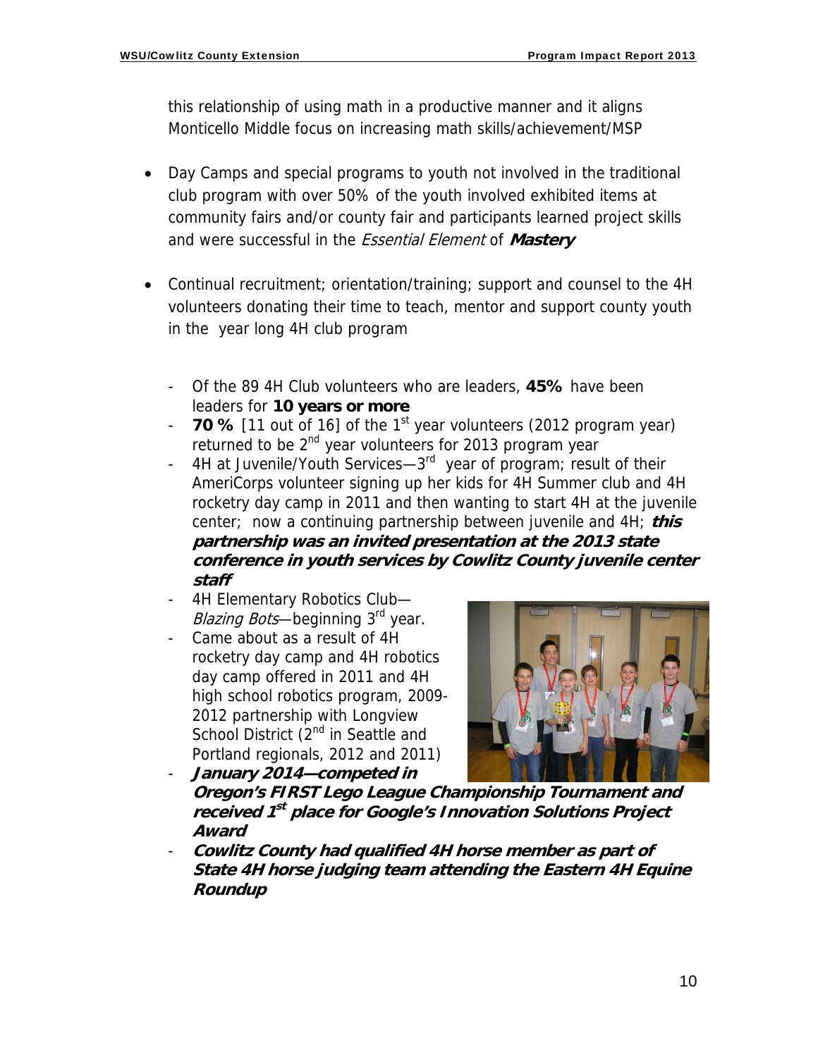this relationship of using math in a productive manner and it aligns Monticello Middle focus on increasing math skills/achievement/MSP

- Day Camps and special programs to youth not involved in the traditional club program with over 50% of the youth involved exhibited items at community fairs and/or county fair and participants learned project skills and were successful in the *Essential Element* of ***Mastery***

- Continual recruitment; orientation/training; support and counsel to the 4H volunteers donating their time to teach, mentor and support county youth in the year long 4H club program

  - Of the 89 4H Club volunteers who are leaders, **45%** have been leaders for **10 years or more**
  - **70 %** [11 out of 16] of the 1st year volunteers (2012 program year) returned to be 2nd year volunteers for 2013 program year
  - 4H at Juvenile/Youth Services—3rd year of program; result of their AmeriCorps volunteer signing up her kids for 4H Summer club and 4H rocketry day camp in 2011 and then wanting to start 4H at the juvenile center; now a continuing partnership between juvenile and 4H; ***this partnership was an invited presentation at the 2013 state conference in youth services by Cowlitz County juvenile center staff***
  - 4H Elementary Robotics Club—*Blazing Bots*—beginning 3rd year.
  - Came about as a result of 4H rocketry day camp and 4H robotics day camp offered in 2011 and 4H high school robotics program, 2009-2012 partnership with Longview School District (2nd in Seattle and Portland regionals, 2012 and 2011)
  - ***January 2014—competed in Oregon's FIRST Lego League Championship Tournament and received 1st place for Google's Innovation Solutions Project Award***
  - ***Cowlitz County had qualified 4H horse member as part of State 4H horse judging team attending the Eastern 4H Equine Roundup***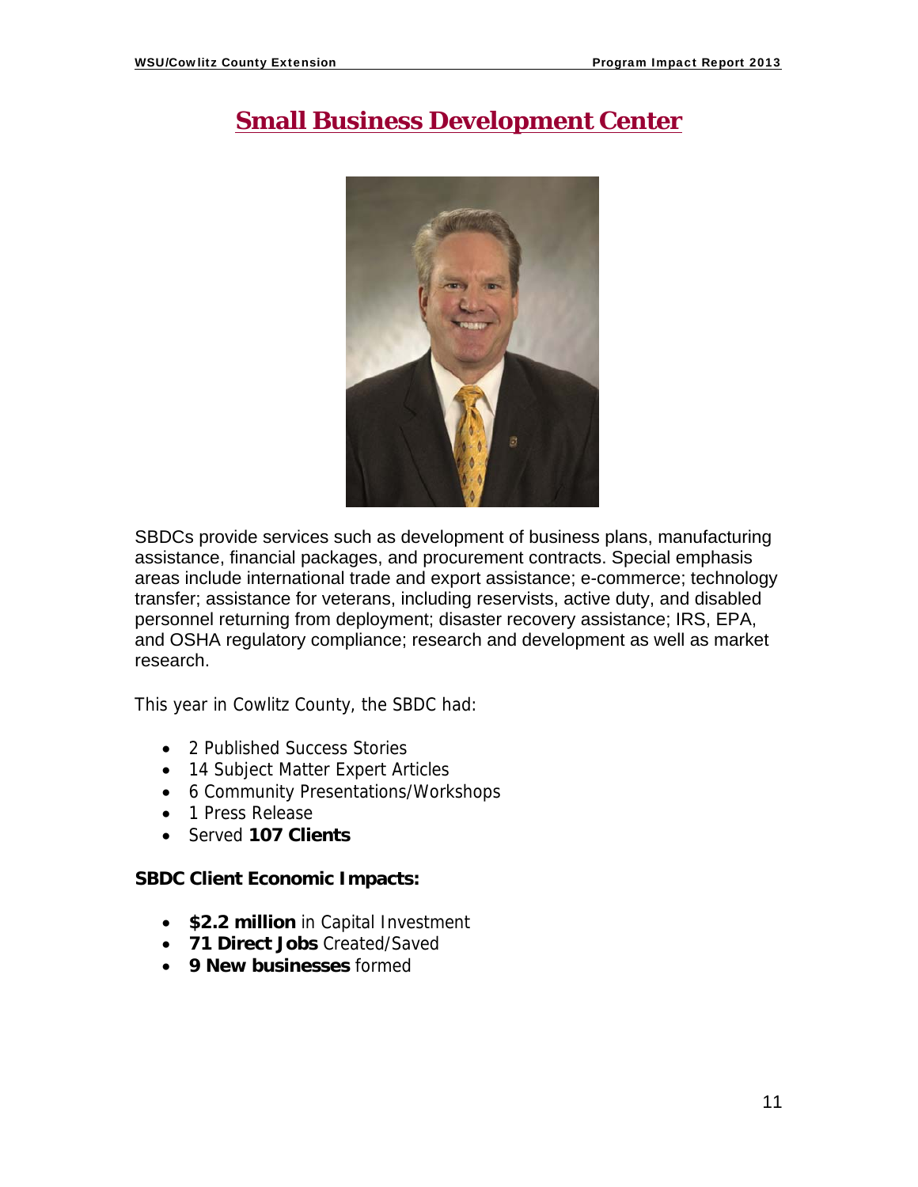# Small Business Development Center

SBDCs provide services such as development of business plans, manufacturing assistance, financial packages, and procurement contracts. Special emphasis areas include international trade and export assistance; e-commerce; technology transfer; assistance for veterans, including reservists, active duty, and disabled personnel returning from deployment; disaster recovery assistance; IRS, EPA, and OSHA regulatory compliance; research and development as well as market research.

This year in Cowlitz County, the SBDC had:

- 2 Published Success Stories
- 14 Subject Matter Expert Articles
- 6 Community Presentations/Workshops
- 1 Press Release
- Served **107 Clients**

**SBDC Client Economic Impacts:**

- **$2.2 million** in Capital Investment
- **71 Direct Jobs** Created/Saved
- **9 New businesses** formed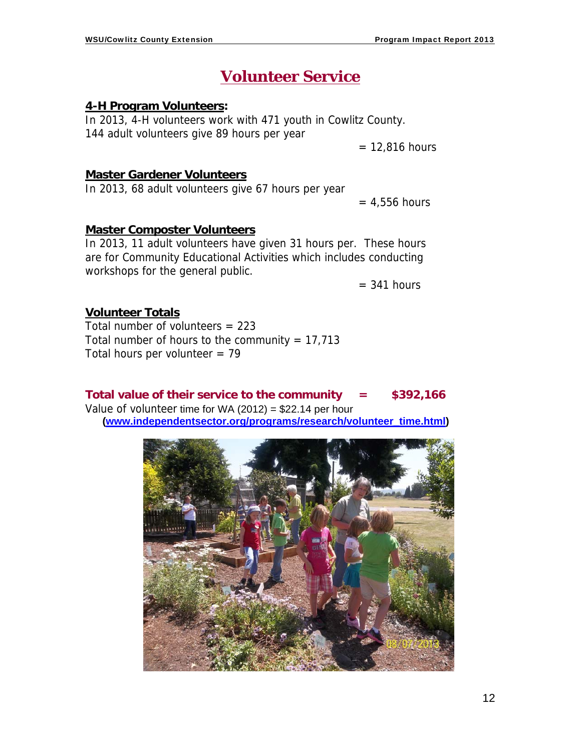# Volunteer Service

**4-H Program Volunteers:**

In 2013, 4-H volunteers work with 471 youth in Cowlitz County.
144 adult volunteers give 89 hours per year

= 12,816 hours

**Master Gardener Volunteers**

In 2013, 68 adult volunteers give 67 hours per year

= 4,556 hours

**Master Composter Volunteers**

In 2013, 11 adult volunteers have given 31 hours per. These hours are for Community Educational Activities which includes conducting workshops for the general public.

= 341 hours

**Volunteer Totals**

Total number of volunteers = 223
Total number of hours to the community = 17,713
Total hours per volunteer = 79

**Total value of their service to the community = $392,166**

Value of volunteer time for WA (2012) = $22.14 per hour
**([www.independentsector.org/programs/research/volunteer_time.html](www.independentsector.org/programs/research/volunteer_time.html))**